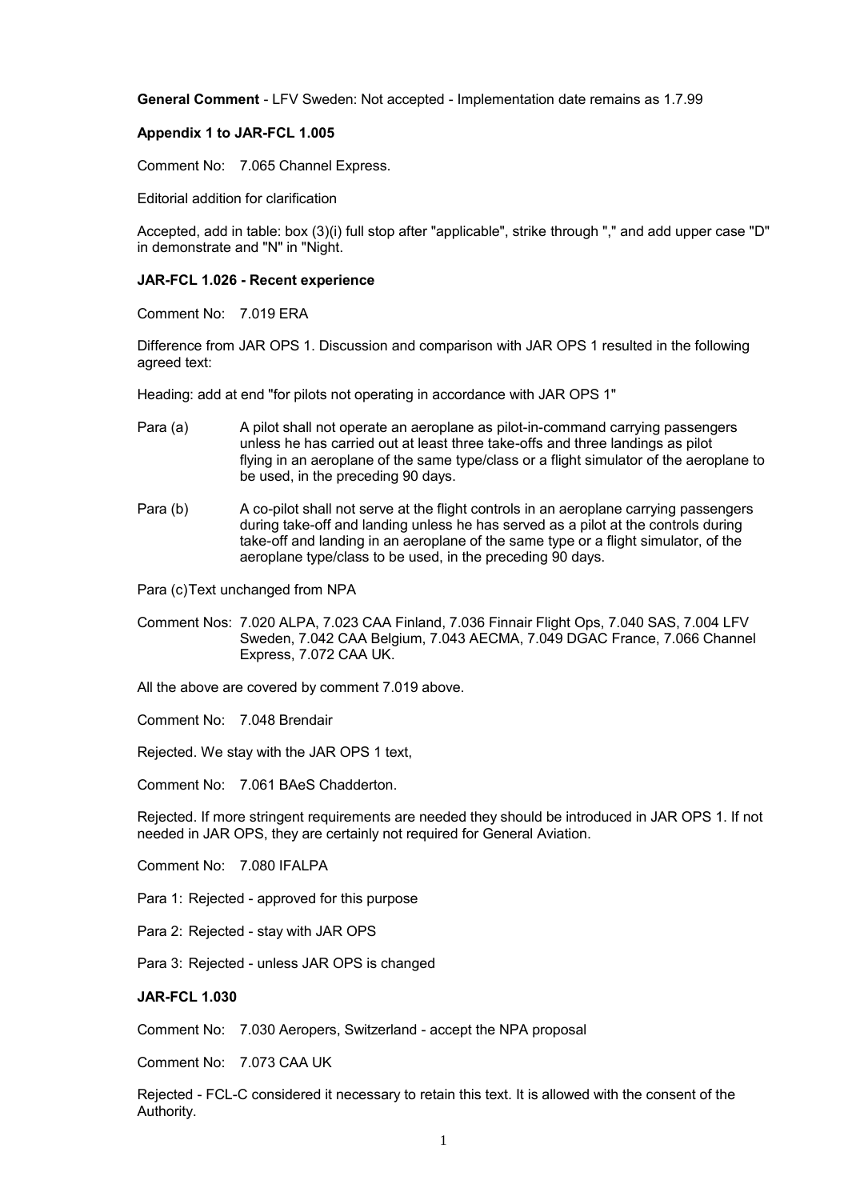**General Comment** - LFV Sweden: Not accepted - Implementation date remains as 1.7.99

**Appendix 1 to JAR-FCL 1.005**

Comment No: 7.065 Channel Express.

Editorial addition for clarification

Accepted, add in table: box (3)(i) full stop after "applicable", strike through "," and add upper case "D" in demonstrate and "N" in "Night.

**JAR-FCL 1.026 - Recent experience**

Comment No: 7.019 ERA

Difference from JAR OPS 1. Discussion and comparison with JAR OPS 1 resulted in the following agreed text:

Heading: add at end "for pilots not operating in accordance with JAR OPS 1"

Para (a) A pilot shall not operate an aeroplane as pilot-in-command carrying passengers unless he has carried out at least three take-offs and three landings as pilot flying in an aeroplane of the same type/class or a flight simulator of the aeroplane to be used, in the preceding 90 days.

Para (b) A co-pilot shall not serve at the flight controls in an aeroplane carrying passengers during take-off and landing unless he has served as a pilot at the controls during take-off and landing in an aeroplane of the same type or a flight simulator, of the aeroplane type/class to be used, in the preceding 90 days.

Para (c) Text unchanged from NPA

Comment Nos: 7.020 ALPA, 7.023 CAA Finland, 7.036 Finnair Flight Ops, 7.040 SAS, 7.004 LFV Sweden, 7.042 CAA Belgium, 7.043 AECMA, 7.049 DGAC France, 7.066 Channel Express, 7.072 CAA UK.

All the above are covered by comment 7.019 above.

Comment No: 7.048 Brendair

Rejected. We stay with the JAR OPS 1 text,

Comment No: 7.061 BAeS Chadderton.

Rejected. If more stringent requirements are needed they should be introduced in JAR OPS 1. If not needed in JAR OPS, they are certainly not required for General Aviation.

Comment No: 7.080 IFALPA

Para 1: Rejected - approved for this purpose

Para 2: Rejected - stay with JAR OPS

Para 3: Rejected - unless JAR OPS is changed

**JAR-FCL 1.030**

Comment No: 7.030 Aeropers, Switzerland - accept the NPA proposal

Comment No: 7.073 CAA UK

Rejected - FCL-C considered it necessary to retain this text. It is allowed with the consent of the Authority.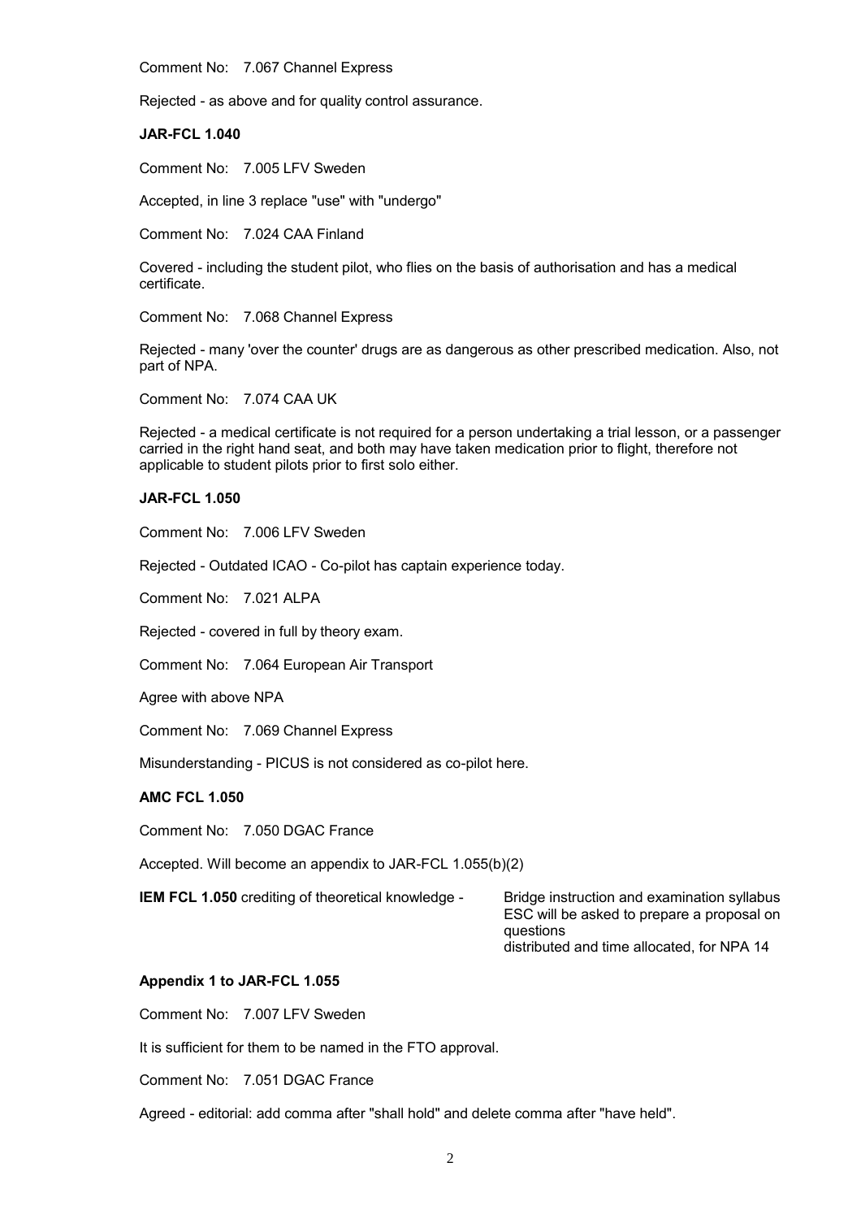Comment No: 7.067 Channel Express

Rejected - as above and for quality control assurance.

**JAR-FCL 1.040**

Comment No: 7.005 LFV Sweden

Accepted, in line 3 replace "use" with "undergo"

Comment No: 7.024 CAA Finland

Covered - including the student pilot, who flies on the basis of authorisation and has a medical certificate.

Comment No: 7.068 Channel Express

Rejected - many 'over the counter' drugs are as dangerous as other prescribed medication. Also, not part of NPA.

Comment No: 7.074 CAA UK

Rejected - a medical certificate is not required for a person undertaking a trial lesson, or a passenger carried in the right hand seat, and both may have taken medication prior to flight, therefore not applicable to student pilots prior to first solo either.

**JAR-FCL 1.050**

Comment No: 7.006 LFV Sweden

Rejected - Outdated ICAO - Co-pilot has captain experience today.

Comment No: 7.021 ALPA

Rejected - covered in full by theory exam.

Comment No: 7.064 European Air Transport

Agree with above NPA

Comment No: 7.069 Channel Express

Misunderstanding - PICUS is not considered as co-pilot here.

**AMC FCL 1.050**

Comment No: 7.050 DGAC France

Accepted. Will become an appendix to JAR-FCL 1.055(b)(2)

**IEM FCL 1.050** crediting of theoretical knowledge - Bridge instruction and examination syllabus ESC will be asked to prepare a proposal on questions distributed and time allocated, for NPA 14

**Appendix 1 to JAR-FCL 1.055**

Comment No: 7.007 LFV Sweden

It is sufficient for them to be named in the FTO approval.

Comment No: 7.051 DGAC France

Agreed - editorial: add comma after "shall hold" and delete comma after "have held".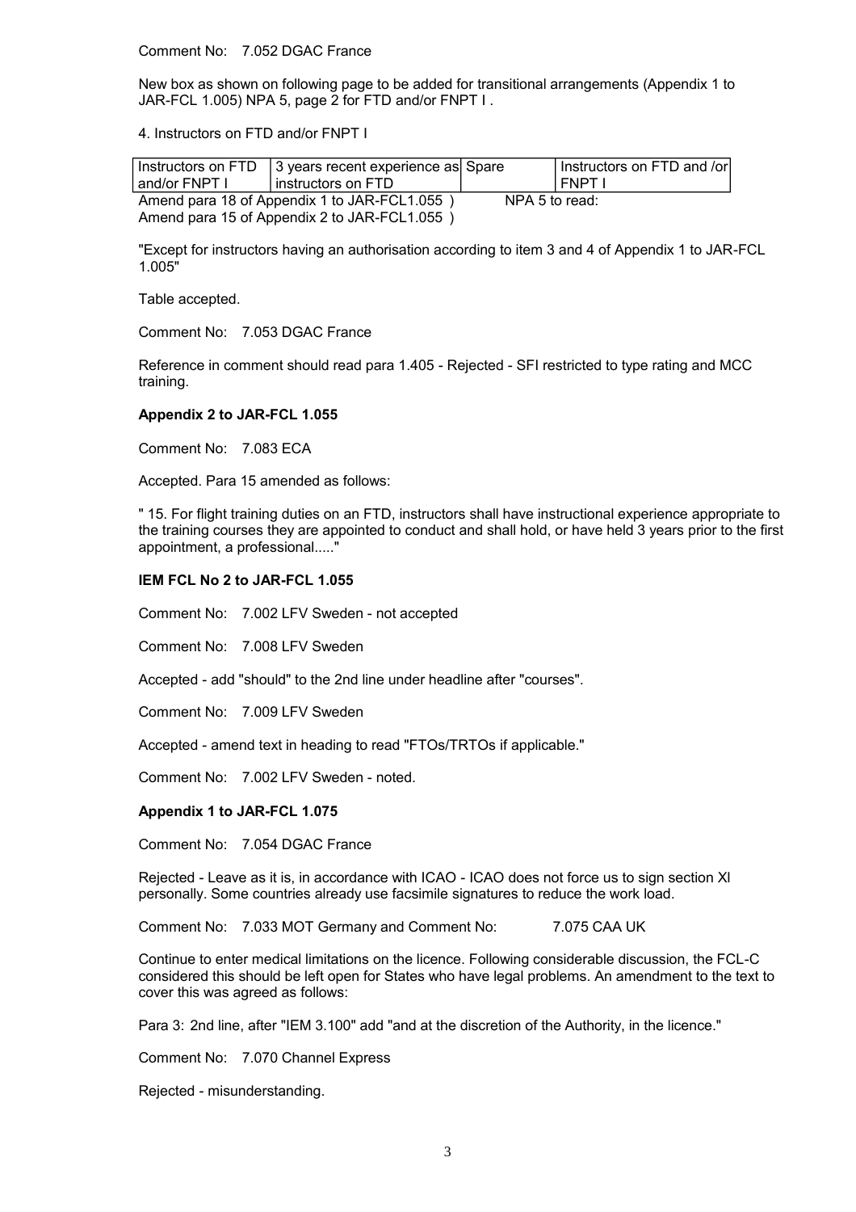Comment No: 7.052 DGAC France

New box as shown on following page to be added for transitional arrangements (Appendix 1 to JAR-FCL 1.005) NPA 5, page 2 for FTD and/or FNPT I .

4. Instructors on FTD and/or FNPT I

| Instructors on FTD and/or FNPT I | 3 years recent experience as instructors on FTD | Spare | Instructors on FTD and /or FNPT I |
|---|---|---|---|

Amend para 18 of Appendix 1 to JAR-FCL1.055 ) NPA 5 to read:
Amend para 15 of Appendix 2 to JAR-FCL1.055 )

"Except for instructors having an authorisation according to item 3 and 4 of Appendix 1 to JAR-FCL 1.005"

Table accepted.

Comment No: 7.053 DGAC France

Reference in comment should read para 1.405 - Rejected - SFI restricted to type rating and MCC training.

**Appendix 2 to JAR-FCL 1.055**

Comment No: 7.083 ECA

Accepted. Para 15 amended as follows:

" 15. For flight training duties on an FTD, instructors shall have instructional experience appropriate to the training courses they are appointed to conduct and shall hold, or have held 3 years prior to the first appointment, a professional....."

**IEM FCL No 2 to JAR-FCL 1.055**

Comment No: 7.002 LFV Sweden - not accepted

Comment No: 7.008 LFV Sweden

Accepted - add "should" to the 2nd line under headline after "courses".

Comment No: 7.009 LFV Sweden

Accepted - amend text in heading to read "FTOs/TRTOs if applicable."

Comment No: 7.002 LFV Sweden - noted.

**Appendix 1 to JAR-FCL 1.075**

Comment No: 7.054 DGAC France

Rejected - Leave as it is, in accordance with ICAO - ICAO does not force us to sign section XI personally. Some countries already use facsimile signatures to reduce the work load.

Comment No: 7.033 MOT Germany and Comment No: 7.075 CAA UK

Continue to enter medical limitations on the licence. Following considerable discussion, the FCL-C considered this should be left open for States who have legal problems. An amendment to the text to cover this was agreed as follows:

Para 3: 2nd line, after "IEM 3.100" add "and at the discretion of the Authority, in the licence."

Comment No: 7.070 Channel Express

Rejected - misunderstanding.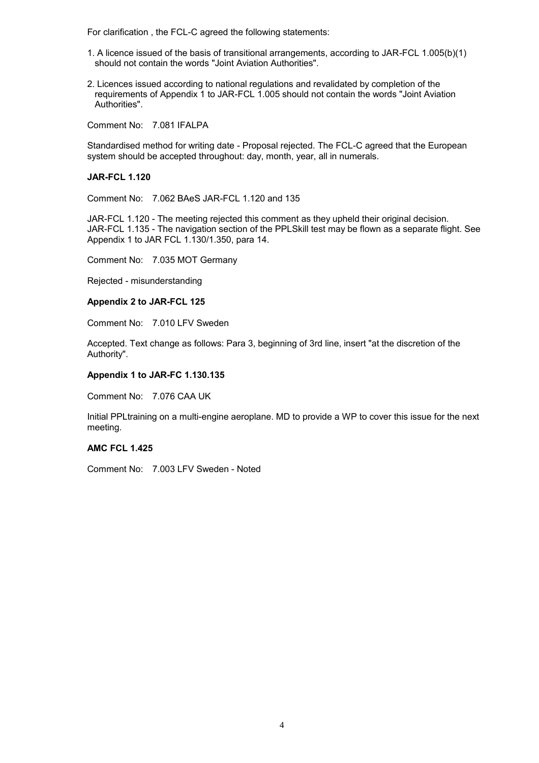For clarification , the FCL-C agreed the following statements:

1. A licence issued of the basis of transitional arrangements, according to JAR-FCL 1.005(b)(1) should not contain the words "Joint Aviation Authorities".

2. Licences issued according to national regulations and revalidated by completion of the requirements of Appendix 1 to JAR-FCL 1.005 should not contain the words "Joint Aviation Authorities".

Comment No: 7.081 IFALPA

Standardised method for writing date - Proposal rejected. The FCL-C agreed that the European system should be accepted throughout: day, month, year, all in numerals.

**JAR-FCL 1.120**

Comment No: 7.062 BAeS JAR-FCL 1.120 and 135

JAR-FCL 1.120 - The meeting rejected this comment as they upheld their original decision.
JAR-FCL 1.135 - The navigation section of the PPLSkill test may be flown as a separate flight. See Appendix 1 to JAR FCL 1.130/1.350, para 14.

Comment No: 7.035 MOT Germany

Rejected - misunderstanding

**Appendix 2 to JAR-FCL 125**

Comment No: 7.010 LFV Sweden

Accepted. Text change as follows: Para 3, beginning of 3rd line, insert "at the discretion of the Authority".

**Appendix 1 to JAR-FC 1.130.135**

Comment No: 7.076 CAA UK

Initial PPLtraining on a multi-engine aeroplane. MD to provide a WP to cover this issue for the next meeting.

**AMC FCL 1.425**

Comment No: 7.003 LFV Sweden - Noted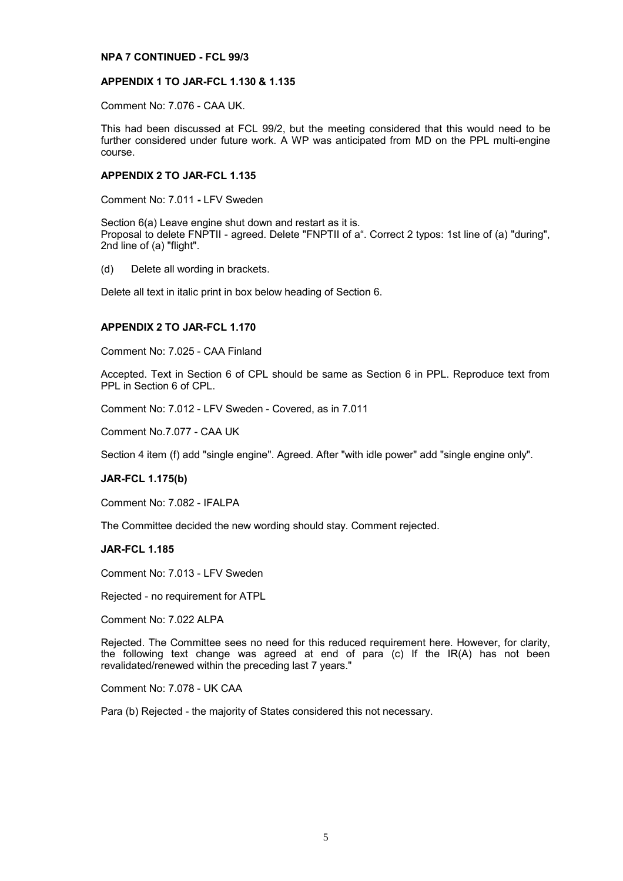**NPA 7 CONTINUED - FCL 99/3**

**APPENDIX 1 TO JAR-FCL 1.130 & 1.135**

Comment No: 7.076 - CAA UK.

This had been discussed at FCL 99/2, but the meeting considered that this would need to be further considered under future work. A WP was anticipated from MD on the PPL multi-engine course.

**APPENDIX 2 TO JAR-FCL 1.135**

Comment No: 7.011 **-** LFV Sweden

Section 6(a) Leave engine shut down and restart as it is.
Proposal to delete FNPTII - agreed. Delete "FNPTII of a". Correct 2 typos: 1st line of (a) "during", 2nd line of (a) "flight".

(d) Delete all wording in brackets.

Delete all text in italic print in box below heading of Section 6.

**APPENDIX 2 TO JAR-FCL 1.170**

Comment No: 7.025 - CAA Finland

Accepted. Text in Section 6 of CPL should be same as Section 6 in PPL. Reproduce text from PPL in Section 6 of CPL.

Comment No: 7.012 - LFV Sweden - Covered, as in 7.011

Comment No.7.077 - CAA UK

Section 4 item (f) add "single engine". Agreed. After "with idle power" add "single engine only".

**JAR-FCL 1.175(b)**

Comment No: 7.082 - IFALPA

The Committee decided the new wording should stay. Comment rejected.

**JAR-FCL 1.185**

Comment No: 7.013 - LFV Sweden

Rejected - no requirement for ATPL

Comment No: 7.022 ALPA

Rejected. The Committee sees no need for this reduced requirement here. However, for clarity, the following text change was agreed at end of para (c) If the IR(A) has not been revalidated/renewed within the preceding last 7 years."

Comment No: 7.078 - UK CAA

Para (b) Rejected - the majority of States considered this not necessary.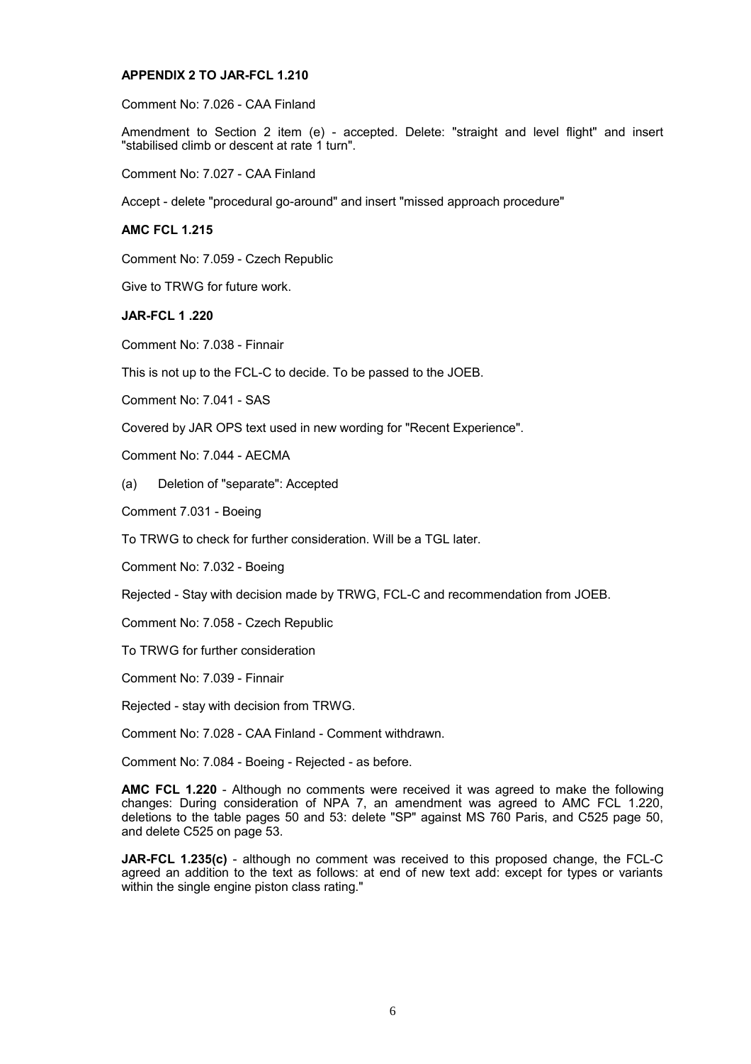**APPENDIX 2 TO JAR-FCL 1.210**

Comment No: 7.026 - CAA Finland

Amendment to Section 2 item (e) - accepted. Delete: "straight and level flight" and insert "stabilised climb or descent at rate 1 turn".

Comment No: 7.027 - CAA Finland

Accept - delete "procedural go-around" and insert "missed approach procedure"

**AMC FCL 1.215**

Comment No: 7.059 - Czech Republic

Give to TRWG for future work.

**JAR-FCL 1 .220**

Comment No: 7.038 - Finnair

This is not up to the FCL-C to decide. To be passed to the JOEB.

Comment No: 7.041 - SAS

Covered by JAR OPS text used in new wording for "Recent Experience".

Comment No: 7.044 - AECMA

(a) Deletion of "separate": Accepted

Comment 7.031 - Boeing

To TRWG to check for further consideration. Will be a TGL later.

Comment No: 7.032 - Boeing

Rejected - Stay with decision made by TRWG, FCL-C and recommendation from JOEB.

Comment No: 7.058 - Czech Republic

To TRWG for further consideration

Comment No: 7.039 - Finnair

Rejected - stay with decision from TRWG.

Comment No: 7.028 - CAA Finland - Comment withdrawn.

Comment No: 7.084 - Boeing - Rejected - as before.

**AMC FCL 1.220** - Although no comments were received it was agreed to make the following changes: During consideration of NPA 7, an amendment was agreed to AMC FCL 1.220, deletions to the table pages 50 and 53: delete "SP" against MS 760 Paris, and C525 page 50, and delete C525 on page 53.

**JAR-FCL 1.235(c)** - although no comment was received to this proposed change, the FCL-C agreed an addition to the text as follows: at end of new text add: except for types or variants within the single engine piston class rating."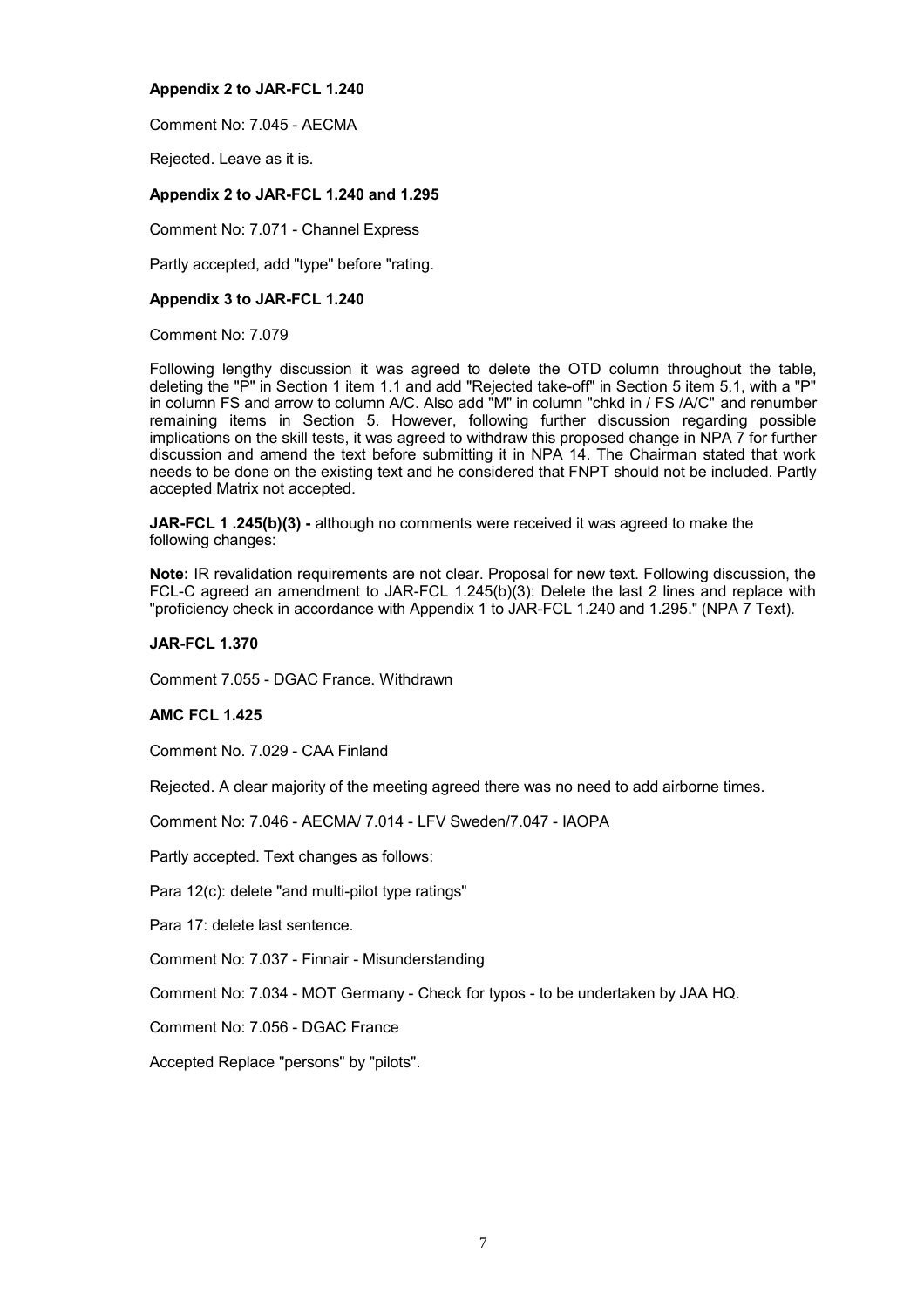**Appendix 2 to JAR-FCL 1.240**

Comment No: 7.045 - AECMA

Rejected. Leave as it is.

**Appendix 2 to JAR-FCL 1.240 and 1.295**

Comment No: 7.071 - Channel Express

Partly accepted, add "type" before "rating.

**Appendix 3 to JAR-FCL 1.240**

Comment No: 7.079

Following lengthy discussion it was agreed to delete the OTD column throughout the table, deleting the "P" in Section 1 item 1.1 and add "Rejected take-off" in Section 5 item 5.1, with a "P" in column FS and arrow to column A/C. Also add "M" in column "chkd in / FS /A/C" and renumber remaining items in Section 5. However, following further discussion regarding possible implications on the skill tests, it was agreed to withdraw this proposed change in NPA 7 for further discussion and amend the text before submitting it in NPA 14. The Chairman stated that work needs to be done on the existing text and he considered that FNPT should not be included. Partly accepted Matrix not accepted.

**JAR-FCL 1 .245(b)(3) -** although no comments were received it was agreed to make the following changes:

**Note:** IR revalidation requirements are not clear. Proposal for new text. Following discussion, the FCL-C agreed an amendment to JAR-FCL 1.245(b)(3): Delete the last 2 lines and replace with "proficiency check in accordance with Appendix 1 to JAR-FCL 1.240 and 1.295." (NPA 7 Text).

**JAR-FCL 1.370**

Comment 7.055 - DGAC France. Withdrawn

**AMC FCL 1.425**

Comment No. 7.029 - CAA Finland

Rejected. A clear majority of the meeting agreed there was no need to add airborne times.

Comment No: 7.046 - AECMA/ 7.014 - LFV Sweden/7.047 - IAOPA

Partly accepted. Text changes as follows:

Para 12(c): delete "and multi-pilot type ratings"

Para 17: delete last sentence.

Comment No: 7.037 - Finnair - Misunderstanding

Comment No: 7.034 - MOT Germany - Check for typos - to be undertaken by JAA HQ.

Comment No: 7.056 - DGAC France

Accepted Replace "persons" by "pilots".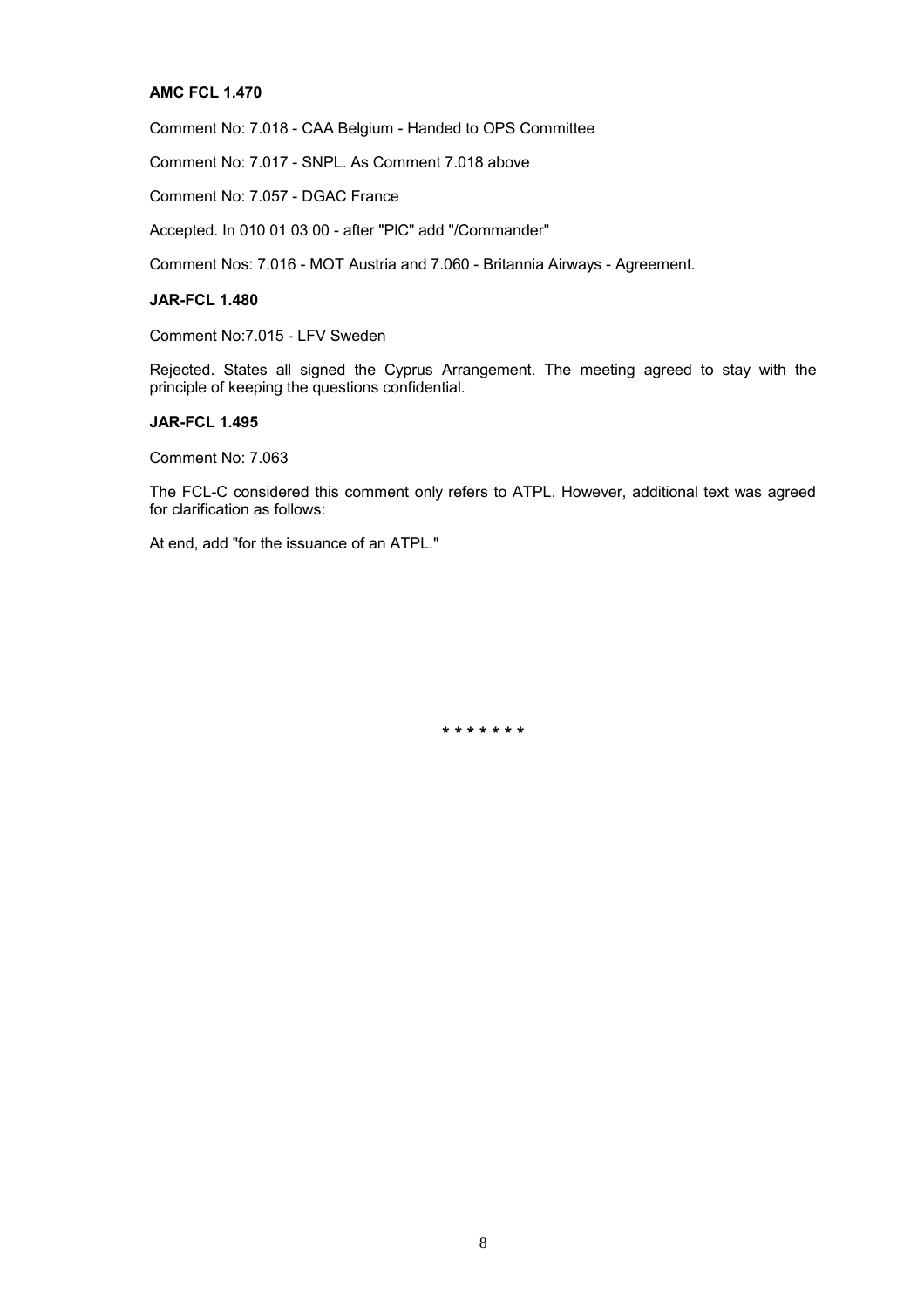**AMC FCL 1.470**

Comment No: 7.018 - CAA Belgium - Handed to OPS Committee

Comment No: 7.017 - SNPL. As Comment 7.018 above

Comment No: 7.057 - DGAC France

Accepted. In 010 01 03 00 - after "PIC" add "/Commander"

Comment Nos: 7.016 - MOT Austria and 7.060 - Britannia Airways - Agreement.

**JAR-FCL 1.480**

Comment No:7.015 - LFV Sweden

Rejected. States all signed the Cyprus Arrangement. The meeting agreed to stay with the principle of keeping the questions confidential.

**JAR-FCL 1.495**

Comment No: 7.063

The FCL-C considered this comment only refers to ATPL. However, additional text was agreed for clarification as follows:

At end, add "for the issuance of an ATPL."

\* \* \* \* \* \* \*